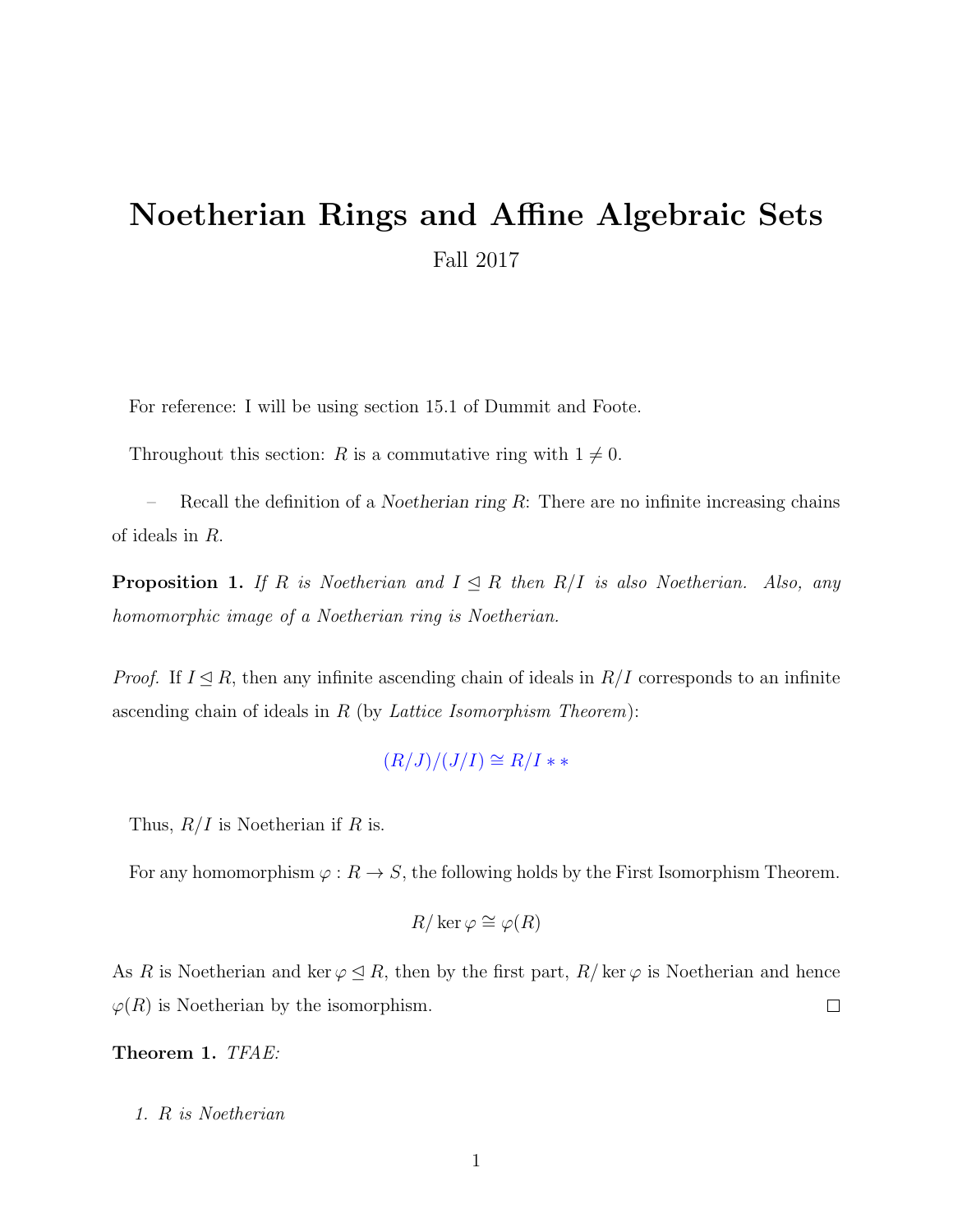# Noetherian Rings and Affine Algebraic Sets

Fall 2017

For reference: I will be using section 15.1 of Dummit and Foote.

Throughout this section: $R$ is a commutative ring with $1 \neq 0$.

– Recall the definition of a *Noetherian ring* $R$: There are no infinite increasing chains of ideals in $R$.

**Proposition 1.** *If $R$ is Noetherian and $I \trianglelefteq R$ then $R/I$ is also Noetherian. Also, any homomorphic image of a Noetherian ring is Noetherian.*

*Proof.* If $I \trianglelefteq R$, then any infinite ascending chain of ideals in $R/I$ corresponds to an infinite ascending chain of ideals in $R$ (by *Lattice Isomorphism Theorem*):

$$(R/J)/(J/I) \cong R/I**$$

Thus, $R/I$ is Noetherian if $R$ is.

For any homomorphism $\varphi : R \to S$, the following holds by the First Isomorphism Theorem.

$$R/\ker \varphi \cong \varphi(R)$$

As $R$ is Noetherian and $\ker \varphi \trianglelefteq R$, then by the first part, $R/\ker \varphi$ is Noetherian and hence $\varphi(R)$ is Noetherian by the isomorphism. □

**Theorem 1.** *TFAE:*

1. *$R$ is Noetherian*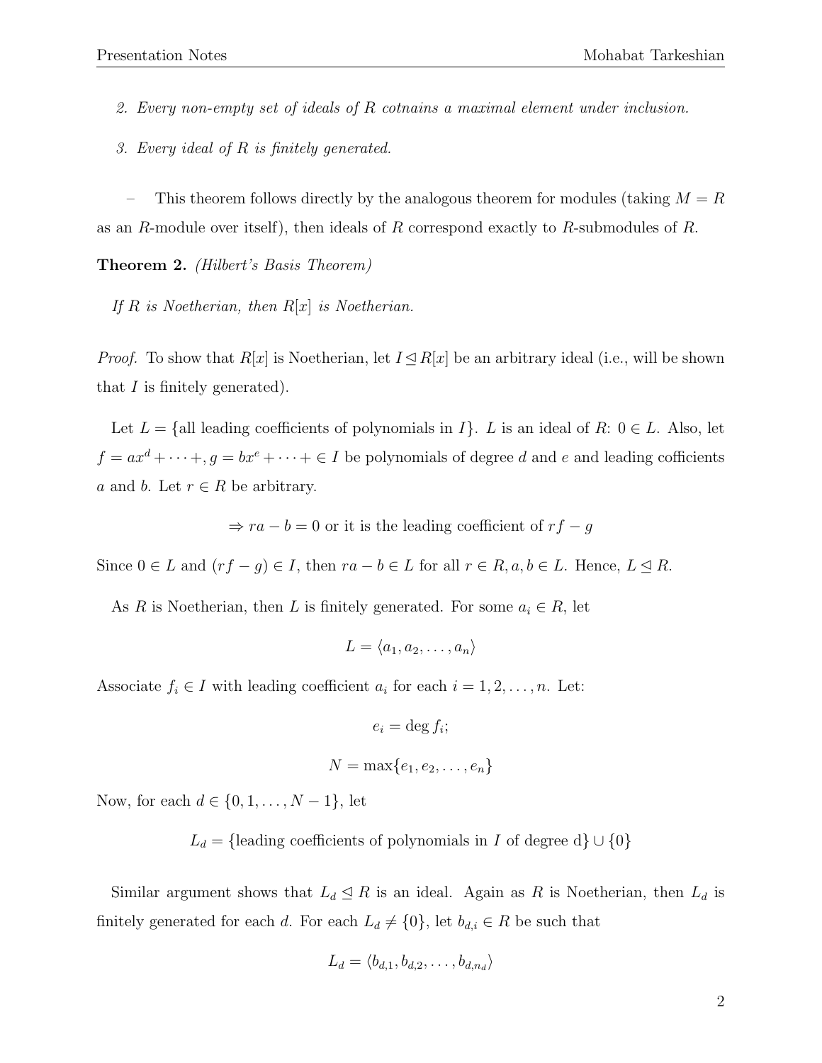2. *Every non-empty set of ideals of $R$ cotnains a maximal element under inclusion.*

3. *Every ideal of $R$ is finitely generated.*

– This theorem follows directly by the analogous theorem for modules (taking $M = R$ as an $R$-module over itself), then ideals of $R$ correspond exactly to $R$-submodules of $R$.

**Theorem 2.** *(Hilbert's Basis Theorem)*

*If $R$ is Noetherian, then $R[x]$ is Noetherian.*

*Proof.* To show that $R[x]$ is Noetherian, let $I \trianglelefteq R[x]$ be an arbitrary ideal (i.e., will be shown that $I$ is finitely generated).

Let $L = \{$all leading coefficients of polynomials in $I\}$. $L$ is an ideal of $R$: $0 \in L$. Also, let $f = ax^d + \cdots +, g = bx^e + \cdots + \in I$ be polynomials of degree $d$ and $e$ and leading cofficients $a$ and $b$. Let $r \in R$ be arbitrary.

$$\Rightarrow ra - b = 0 \text{ or it is the leading coefficient of } rf - g$$

Since $0 \in L$ and $(rf - g) \in I$, then $ra - b \in L$ for all $r \in R, a, b \in L$. Hence, $L \trianglelefteq R$.

As $R$ is Noetherian, then $L$ is finitely generated. For some $a_i \in R$, let

$$L = \langle a_1, a_2, \ldots, a_n \rangle$$

Associate $f_i \in I$ with leading coefficient $a_i$ for each $i = 1, 2, \ldots, n$. Let:

$$e_i = \deg f_i;$$

$$N = \max\{e_1, e_2, \ldots, e_n\}$$

Now, for each $d \in \{0, 1, \ldots, N - 1\}$, let

$$L_d = \{\text{leading coefficients of polynomials in } I \text{ of degree d}\} \cup \{0\}$$

Similar argument shows that $L_d \trianglelefteq R$ is an ideal. Again as $R$ is Noetherian, then $L_d$ is finitely generated for each $d$. For each $L_d \neq \{0\}$, let $b_{d,i} \in R$ be such that

$$L_d = \langle b_{d,1}, b_{d,2}, \ldots, b_{d,n_d} \rangle$$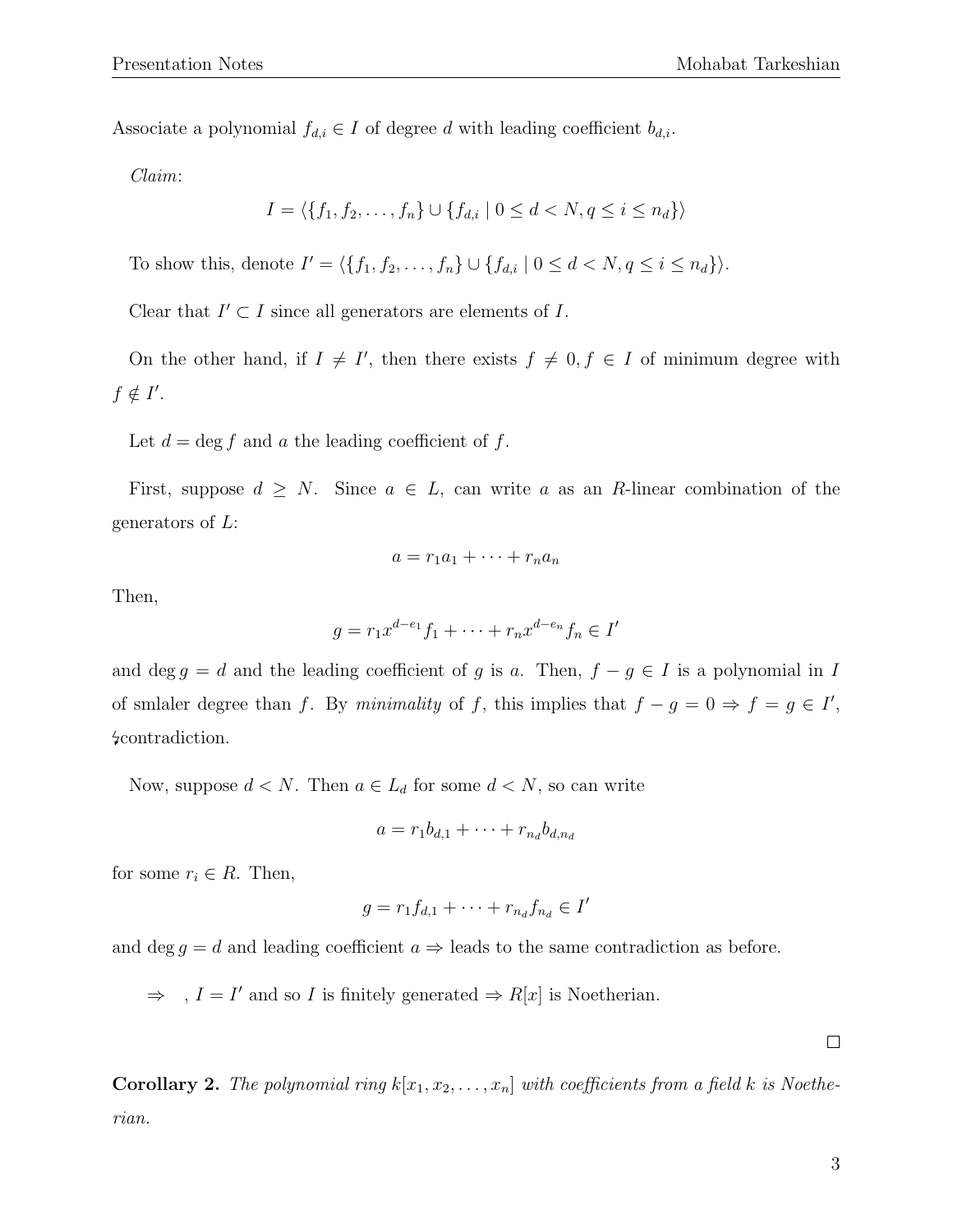Associate a polynomial $f_{d,i} \in I$ of degree $d$ with leading coefficient $b_{d,i}$.

*Claim*:

$$I = \langle \{f_1, f_2, \ldots, f_n\} \cup \{f_{d,i} \mid 0 \leq d < N, q \leq i \leq n_d\} \rangle$$

To show this, denote $I' = \langle \{f_1, f_2, \ldots, f_n\} \cup \{f_{d,i} \mid 0 \leq d < N, q \leq i \leq n_d\} \rangle$.

Clear that $I' \subset I$ since all generators are elements of $I$.

On the other hand, if $I \neq I'$, then there exists $f \neq 0, f \in I$ of minimum degree with $f \notin I'$.

Let $d = \deg f$ and $a$ the leading coefficient of $f$.

First, suppose $d \geq N$. Since $a \in L$, can write $a$ as an $R$-linear combination of the generators of $L$:

$$a = r_1 a_1 + \cdots + r_n a_n$$

Then,

$$g = r_1 x^{d-e_1} f_1 + \cdots + r_n x^{d-e_n} f_n \in I'$$

and $\deg g = d$ and the leading coefficient of $g$ is $a$. Then, $f - g \in I$ is a polynomial in $I$ of smlaler degree than $f$. By *minimality* of $f$, this implies that $f - g = 0 \Rightarrow f = g \in I'$, ↯contradiction.

Now, suppose $d < N$. Then $a \in L_d$ for some $d < N$, so can write

$$a = r_1 b_{d,1} + \cdots + r_{n_d} b_{d,n_d}$$

for some $r_i \in R$. Then,

$$g = r_1 f_{d,1} + \cdots + r_{n_d} f_{n_d} \in I'$$

and $\deg g = d$ and leading coefficient $a \Rightarrow$ leads to the same contradiction as before.

$\Rightarrow$ , $I = I'$ and so $I$ is finitely generated $\Rightarrow R[x]$ is Noetherian.

□

**Corollary 2.** *The polynomial ring $k[x_1, x_2, \ldots, x_n]$ with coefficients from a field $k$ is Noetherian.*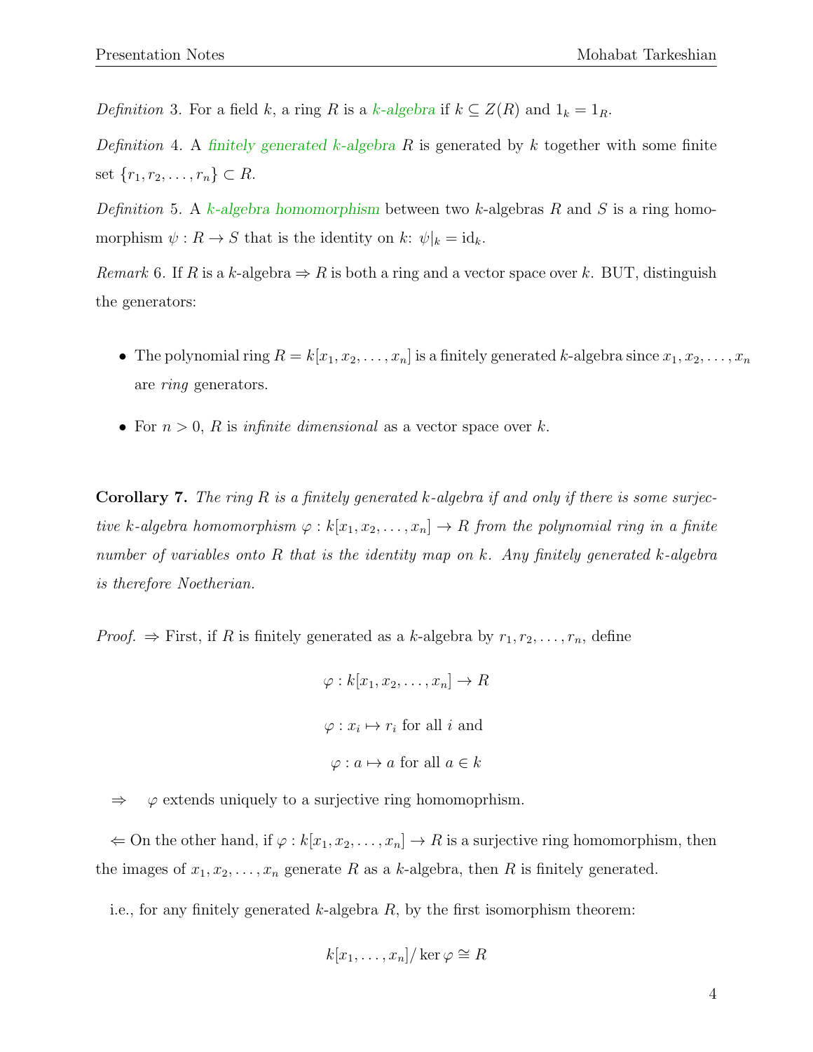*Definition* 3. For a field $k$, a ring $R$ is a *k-algebra* if $k \subseteq Z(R)$ and $1_k = 1_R$.

*Definition* 4. A *finitely generated k-algebra* $R$ is generated by $k$ together with some finite set $\{r_1, r_2, \ldots, r_n\} \subset R$.

*Definition* 5. A *k-algebra homomorphism* between two $k$-algebras $R$ and $S$ is a ring homomorphism $\psi : R \to S$ that is the identity on $k$: $\psi|_k = \text{id}_k$.

*Remark* 6. If $R$ is a $k$-algebra $\Rightarrow$ $R$ is both a ring and a vector space over $k$. BUT, distinguish the generators:

- The polynomial ring $R = k[x_1, x_2, \ldots, x_n]$ is a finitely generated $k$-algebra since $x_1, x_2, \ldots, x_n$ are *ring* generators.
- For $n > 0$, $R$ is *infinite dimensional* as a vector space over $k$.

**Corollary 7.** *The ring $R$ is a finitely generated $k$-algebra if and only if there is some surjective $k$-algebra homomorphism $\varphi : k[x_1, x_2, \ldots, x_n] \to R$ from the polynomial ring in a finite number of variables onto $R$ that is the identity map on $k$. Any finitely generated $k$-algebra is therefore Noetherian.*

*Proof.* $\Rightarrow$ First, if $R$ is finitely generated as a $k$-algebra by $r_1, r_2, \ldots, r_n$, define

$$\varphi : k[x_1, x_2, \ldots, x_n] \to R$$

$$\varphi : x_i \mapsto r_i \text{ for all } i \text{ and}$$

$$\varphi : a \mapsto a \text{ for all } a \in k$$

$\Rightarrow$ $\varphi$ extends uniquely to a surjective ring homomoprhism.

$\Leftarrow$ On the other hand, if $\varphi : k[x_1, x_2, \ldots, x_n] \to R$ is a surjective ring homomorphism, then the images of $x_1, x_2, \ldots, x_n$ generate $R$ as a $k$-algebra, then $R$ is finitely generated.

i.e., for any finitely generated $k$-algebra $R$, by the first isomorphism theorem:

$$k[x_1, \ldots, x_n]/\ker\varphi \cong R$$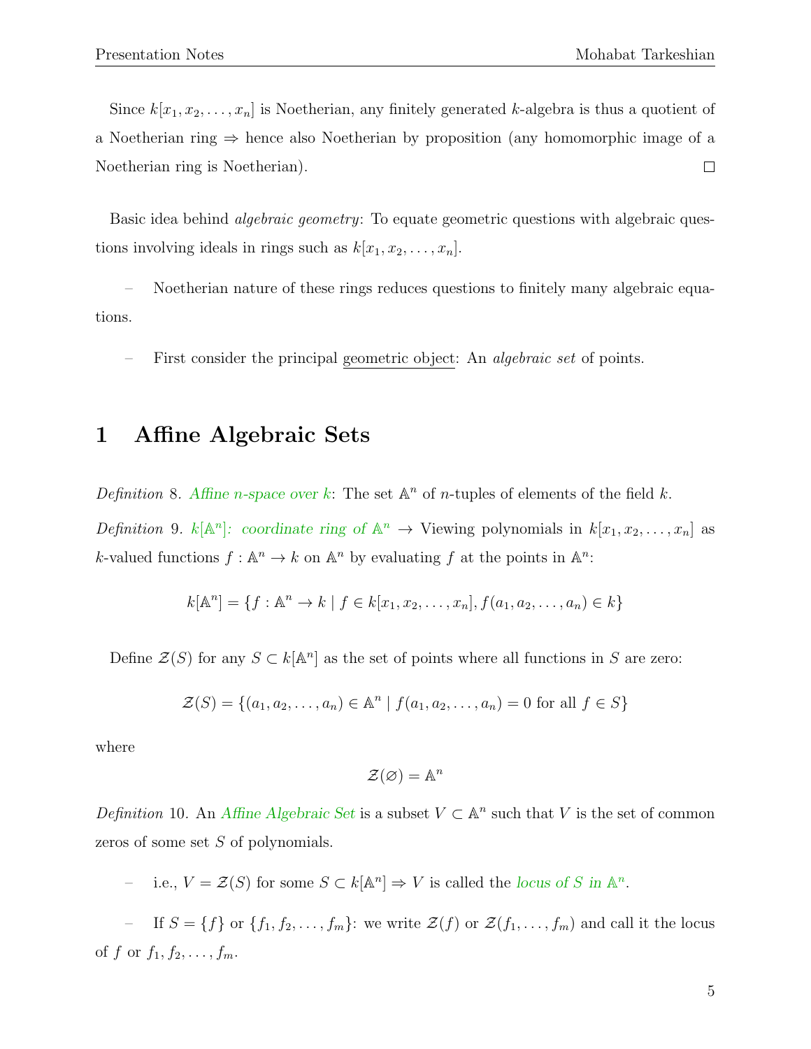Since $k[x_1, x_2, \ldots, x_n]$ is Noetherian, any finitely generated $k$-algebra is thus a quotient of a Noetherian ring $\Rightarrow$ hence also Noetherian by proposition (any homomorphic image of a Noetherian ring is Noetherian). □

Basic idea behind *algebraic geometry*: To equate geometric questions with algebraic questions involving ideals in rings such as $k[x_1, x_2, \ldots, x_n]$.

– Noetherian nature of these rings reduces questions to finitely many algebraic equations.

– First consider the principal geometric object: An *algebraic set* of points.

# 1 Affine Algebraic Sets

*Definition* 8. *Affine n-space over k*: The set $\mathbb{A}^n$ of $n$-tuples of elements of the field $k$.

*Definition* 9. *$k[\mathbb{A}^n]$: coordinate ring of $\mathbb{A}^n$* $\rightarrow$ Viewing polynomials in $k[x_1, x_2, \ldots, x_n]$ as $k$-valued functions $f : \mathbb{A}^n \rightarrow k$ on $\mathbb{A}^n$ by evaluating $f$ at the points in $\mathbb{A}^n$:

$$k[\mathbb{A}^n] = \{f : \mathbb{A}^n \rightarrow k \mid f \in k[x_1, x_2, \ldots, x_n], f(a_1, a_2, \ldots, a_n) \in k\}$$

Define $\mathcal{Z}(S)$ for any $S \subset k[\mathbb{A}^n]$ as the set of points where all functions in $S$ are zero:

$$\mathcal{Z}(S) = \{(a_1, a_2, \ldots, a_n) \in \mathbb{A}^n \mid f(a_1, a_2, \ldots, a_n) = 0 \text{ for all } f \in S\}$$

where

$$\mathcal{Z}(\varnothing) = \mathbb{A}^n$$

*Definition* 10. An *Affine Algebraic Set* is a subset $V \subset \mathbb{A}^n$ such that $V$ is the set of common zeros of some set $S$ of polynomials.

– i.e., $V = \mathcal{Z}(S)$ for some $S \subset k[\mathbb{A}^n] \Rightarrow V$ is called the *locus of $S$ in $\mathbb{A}^n$*.

– If $S = \{f\}$ or $\{f_1, f_2, \ldots, f_m\}$: we write $\mathcal{Z}(f)$ or $\mathcal{Z}(f_1, \ldots, f_m)$ and call it the locus of $f$ or $f_1, f_2, \ldots, f_m$.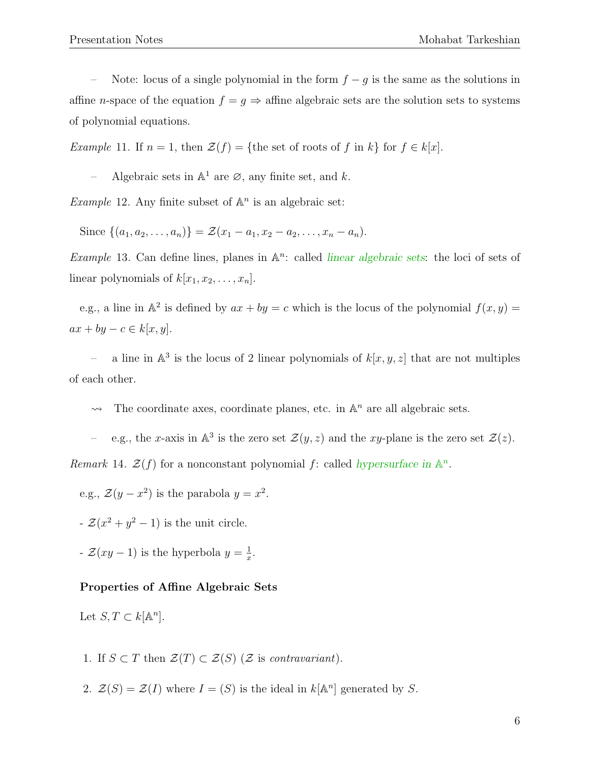– Note: locus of a single polynomial in the form $f - g$ is the same as the solutions in affine $n$-space of the equation $f = g \Rightarrow$ affine algebraic sets are the solution sets to systems of polynomial equations.

*Example* 11. If $n = 1$, then $\mathcal{Z}(f) = \{\text{the set of roots of } f \text{ in } k\}$ for $f \in k[x]$.

– Algebraic sets in $\mathbb{A}^1$ are $\varnothing$, any finite set, and $k$.

*Example* 12. Any finite subset of $\mathbb{A}^n$ is an algebraic set:

Since $\{(a_1, a_2, \ldots, a_n)\} = \mathcal{Z}(x_1 - a_1, x_2 - a_2, \ldots, x_n - a_n)$.

*Example* 13. Can define lines, planes in $\mathbb{A}^n$: called *linear algebraic sets*: the loci of sets of linear polynomials of $k[x_1, x_2, \ldots, x_n]$.

e.g., a line in $\mathbb{A}^2$ is defined by $ax + by = c$ which is the locus of the polynomial $f(x, y) = ax + by - c \in k[x, y]$.

– a line in $\mathbb{A}^3$ is the locus of 2 linear polynomials of $k[x, y, z]$ that are not multiples of each other.

$\rightsquigarrow$ The coordinate axes, coordinate planes, etc. in $\mathbb{A}^n$ are all algebraic sets.

– e.g., the $x$-axis in $\mathbb{A}^3$ is the zero set $\mathcal{Z}(y, z)$ and the $xy$-plane is the zero set $\mathcal{Z}(z)$.

*Remark* 14. $\mathcal{Z}(f)$ for a nonconstant polynomial $f$: called *hypersurface in $\mathbb{A}^n$*.

e.g., $\mathcal{Z}(y - x^2)$ is the parabola $y = x^2$.

- $\mathcal{Z}(x^2 + y^2 - 1)$ is the unit circle.

- $\mathcal{Z}(xy - 1)$ is the hyperbola $y = \frac{1}{x}$.

**Properties of Affine Algebraic Sets**

Let $S, T \subset k[\mathbb{A}^n]$.

1. If $S \subset T$ then $\mathcal{Z}(T) \subset \mathcal{Z}(S)$ ($\mathcal{Z}$ is *contravariant*).
2. $\mathcal{Z}(S) = \mathcal{Z}(I)$ where $I = (S)$ is the ideal in $k[\mathbb{A}^n]$ generated by $S$.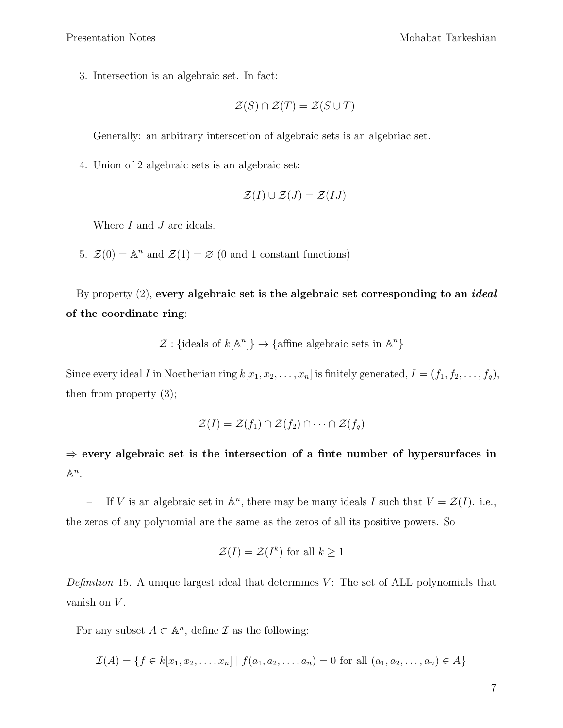3. Intersection is an algebraic set. In fact:

$$\mathcal{Z}(S) \cap \mathcal{Z}(T) = \mathcal{Z}(S \cup T)$$

   Generally: an arbitrary interscetion of algebraic sets is an algebriac set.

4. Union of 2 algebraic sets is an algebraic set:

$$\mathcal{Z}(I) \cup \mathcal{Z}(J) = \mathcal{Z}(IJ)$$

   Where $I$ and $J$ are ideals.

5. $\mathcal{Z}(0) = \mathbb{A}^n$ and $\mathcal{Z}(1) = \varnothing$ (0 and 1 constant functions)

By property (2), **every algebraic set is the algebraic set corresponding to an *ideal* of the coordinate ring**:

$$\mathcal{Z} : \{\text{ideals of } k[\mathbb{A}^n]\} \to \{\text{affine algebraic sets in } \mathbb{A}^n\}$$

Since every ideal $I$ in Noetherian ring $k[x_1, x_2, \ldots, x_n]$ is finitely generated, $I = (f_1, f_2, \ldots, f_q)$, then from property (3);

$$\mathcal{Z}(I) = \mathcal{Z}(f_1) \cap \mathcal{Z}(f_2) \cap \cdots \cap \mathcal{Z}(f_q)$$

$\Rightarrow$ **every algebraic set is the intersection of a finte number of hypersurfaces in $\mathbb{A}^n$.**

– If $V$ is an algebraic set in $\mathbb{A}^n$, there may be many ideals $I$ such that $V = \mathcal{Z}(I)$. i.e., the zeros of any polynomial are the same as the zeros of all its positive powers. So

$$\mathcal{Z}(I) = \mathcal{Z}(I^k) \text{ for all } k \geq 1$$

*Definition* 15. A unique largest ideal that determines $V$: The set of ALL polynomials that vanish on $V$.

For any subset $A \subset \mathbb{A}^n$, define $\mathcal{I}$ as the following:

$$\mathcal{I}(A) = \{f \in k[x_1, x_2, \ldots, x_n] \mid f(a_1, a_2, \ldots, a_n) = 0 \text{ for all } (a_1, a_2, \ldots, a_n) \in A\}$$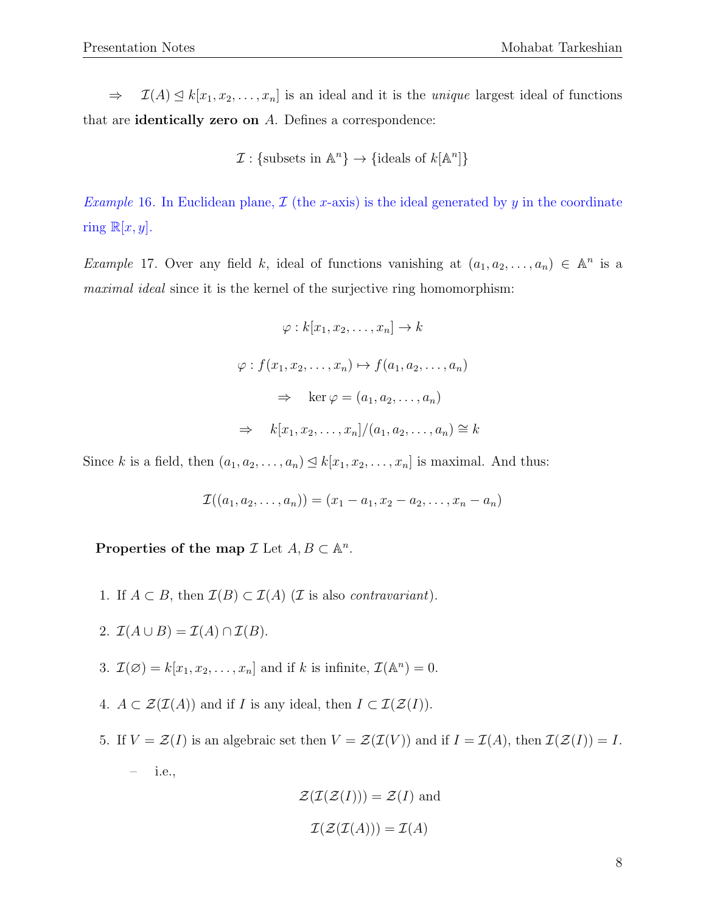$\Rightarrow \quad \mathcal{I}(A) \trianglelefteq k[x_1, x_2, \ldots, x_n]$ is an ideal and it is the *unique* largest ideal of functions that are **identically zero on** $A$. Defines a correspondence:

$$\mathcal{I} : \{\text{subsets in } \mathbb{A}^n\} \to \{\text{ideals of } k[\mathbb{A}^n]\}$$

*Example* 16. In Euclidean plane, $\mathcal{I}$ (the $x$-axis) is the ideal generated by $y$ in the coordinate ring $\mathbb{R}[x, y]$.

*Example* 17. Over any field $k$, ideal of functions vanishing at $(a_1, a_2, \ldots, a_n) \in \mathbb{A}^n$ is a *maximal ideal* since it is the kernel of the surjective ring homomorphism:

$$\varphi : k[x_1, x_2, \ldots, x_n] \to k$$

$$\varphi : f(x_1, x_2, \ldots, x_n) \mapsto f(a_1, a_2, \ldots, a_n)$$

$$\Rightarrow \quad \ker \varphi = (a_1, a_2, \ldots, a_n)$$

$$\Rightarrow \quad k[x_1, x_2, \ldots, x_n]/(a_1, a_2, \ldots, a_n) \cong k$$

Since $k$ is a field, then $(a_1, a_2, \ldots, a_n) \trianglelefteq k[x_1, x_2, \ldots, x_n]$ is maximal. And thus:

$$\mathcal{I}((a_1, a_2, \ldots, a_n)) = (x_1 - a_1, x_2 - a_2, \ldots, x_n - a_n)$$

**Properties of the map $\mathcal{I}$** Let $A, B \subset \mathbb{A}^n$.

1. If $A \subset B$, then $\mathcal{I}(B) \subset \mathcal{I}(A)$ ($\mathcal{I}$ is also *contravariant*).
2. $\mathcal{I}(A \cup B) = \mathcal{I}(A) \cap \mathcal{I}(B)$.
3. $\mathcal{I}(\varnothing) = k[x_1, x_2, \ldots, x_n]$ and if $k$ is infinite, $\mathcal{I}(\mathbb{A}^n) = 0$.
4. $A \subset \mathcal{Z}(\mathcal{I}(A))$ and if $I$ is any ideal, then $I \subset \mathcal{I}(\mathcal{Z}(I))$.
5. If $V = \mathcal{Z}(I)$ is an algebraic set then $V = \mathcal{Z}(\mathcal{I}(V))$ and if $I = \mathcal{I}(A)$, then $\mathcal{I}(\mathcal{Z}(I)) = I$.
   - i.e.,

$$\mathcal{Z}(\mathcal{I}(\mathcal{Z}(I))) = \mathcal{Z}(I) \text{ and}$$

$$\mathcal{I}(\mathcal{Z}(\mathcal{I}(A))) = \mathcal{I}(A)$$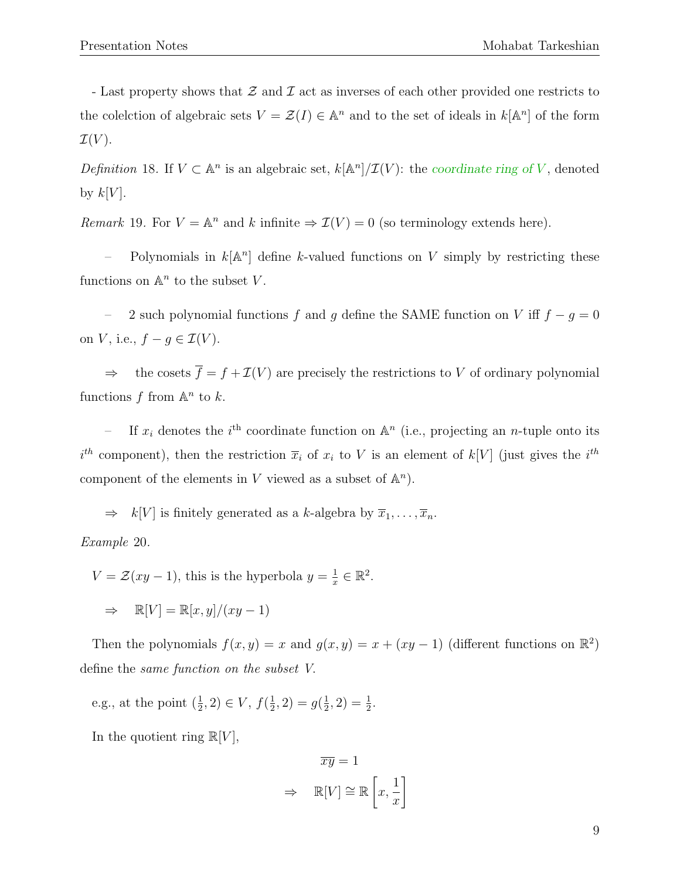- Last property shows that $\mathcal{Z}$ and $\mathcal{I}$ act as inverses of each other provided one restricts to the colelction of algebraic sets $V = \mathcal{Z}(I) \in \mathbb{A}^n$ and to the set of ideals in $k[\mathbb{A}^n]$ of the form $\mathcal{I}(V)$.

*Definition* 18. If $V \subset \mathbb{A}^n$ is an algebraic set, $k[\mathbb{A}^n]/\mathcal{I}(V)$: the *coordinate ring of $V$*, denoted by $k[V]$.

*Remark* 19. For $V = \mathbb{A}^n$ and $k$ infinite $\Rightarrow \mathcal{I}(V) = 0$ (so terminology extends here).

– Polynomials in $k[\mathbb{A}^n]$ define $k$-valued functions on $V$ simply by restricting these functions on $\mathbb{A}^n$ to the subset $V$.

– 2 such polynomial functions $f$ and $g$ define the SAME function on $V$ iff $f - g = 0$ on $V$, i.e., $f - g \in \mathcal{I}(V)$.

$\Rightarrow$ the cosets $\overline{f} = f + \mathcal{I}(V)$ are precisely the restrictions to $V$ of ordinary polynomial functions $f$ from $\mathbb{A}^n$ to $k$.

– If $x_i$ denotes the $i^{\text{th}}$ coordinate function on $\mathbb{A}^n$ (i.e., projecting an $n$-tuple onto its $i^{th}$ component), then the restriction $\overline{x}_i$ of $x_i$ to $V$ is an element of $k[V]$ (just gives the $i^{th}$ component of the elements in $V$ viewed as a subset of $\mathbb{A}^n$).

$\Rightarrow$ $k[V]$ is finitely generated as a $k$-algebra by $\overline{x}_1, \ldots, \overline{x}_n$.

*Example* 20.

$V = \mathcal{Z}(xy - 1)$, this is the hyperbola $y = \frac{1}{x} \in \mathbb{R}^2$.

$\Rightarrow$ $\mathbb{R}[V] = \mathbb{R}[x, y]/(xy - 1)$

Then the polynomials $f(x, y) = x$ and $g(x, y) = x + (xy - 1)$ (different functions on $\mathbb{R}^2$) define the *same function on the subset $V$*.

e.g., at the point $(\frac{1}{2}, 2) \in V$, $f(\frac{1}{2}, 2) = g(\frac{1}{2}, 2) = \frac{1}{2}$.

In the quotient ring $\mathbb{R}[V]$,

$$\overline{xy} = 1$$

$$\Rightarrow \quad \mathbb{R}[V] \cong \mathbb{R}\left[x, \frac{1}{x}\right]$$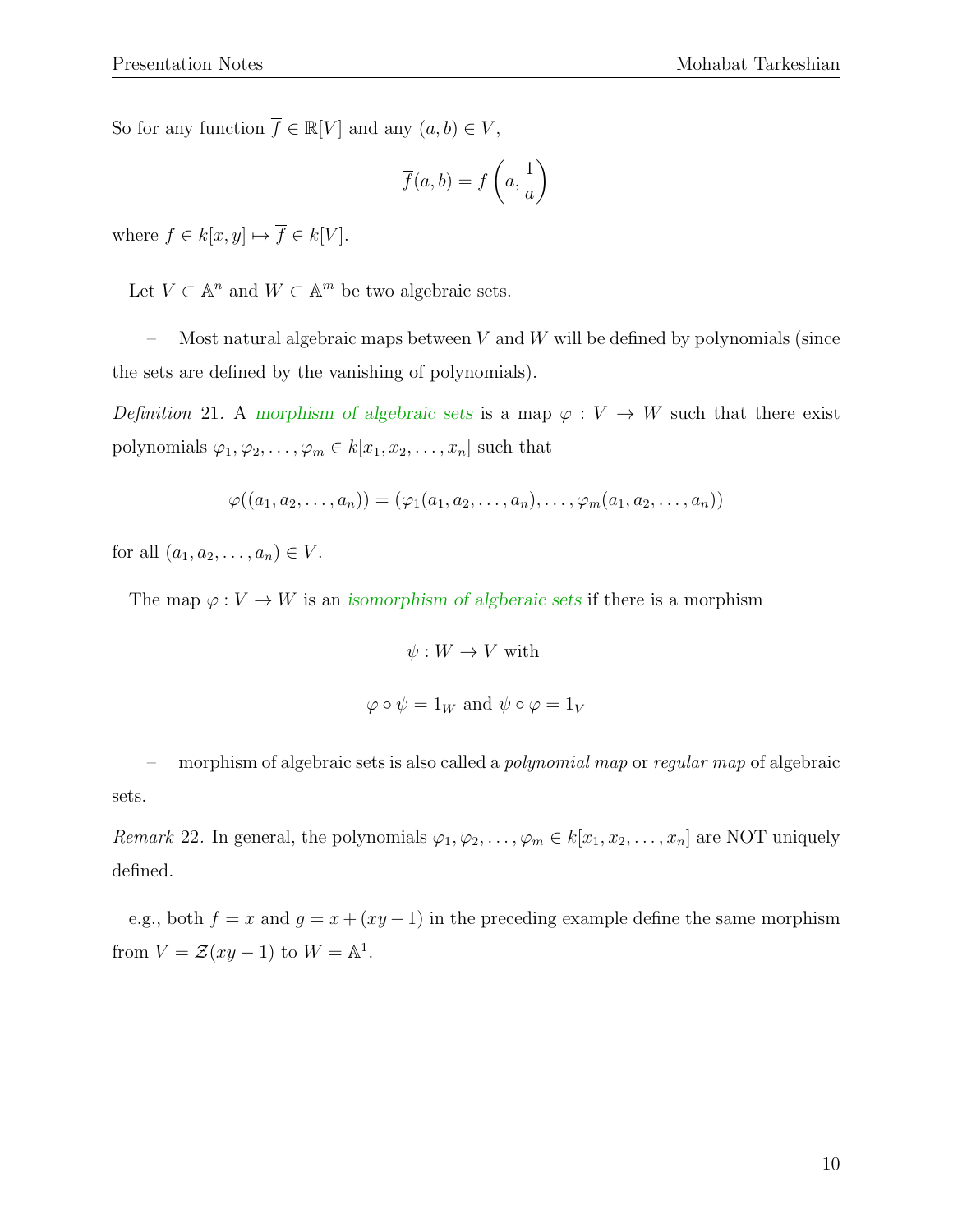So for any function $\overline{f} \in \mathbb{R}[V]$ and any $(a, b) \in V$,

$$\overline{f}(a, b) = f\left(a, \frac{1}{a}\right)$$

where $f \in k[x, y] \mapsto \overline{f} \in k[V]$.

Let $V \subset \mathbb{A}^n$ and $W \subset \mathbb{A}^m$ be two algebraic sets.

– Most natural algebraic maps between $V$ and $W$ will be defined by polynomials (since the sets are defined by the vanishing of polynomials).

*Definition* 21. A *morphism of algebraic sets* is a map $\varphi : V \to W$ such that there exist polynomials $\varphi_1, \varphi_2, \ldots, \varphi_m \in k[x_1, x_2, \ldots, x_n]$ such that

$$\varphi((a_1, a_2, \ldots, a_n)) = (\varphi_1(a_1, a_2, \ldots, a_n), \ldots, \varphi_m(a_1, a_2, \ldots, a_n))$$

for all $(a_1, a_2, \ldots, a_n) \in V$.

The map $\varphi : V \to W$ is an *isomorphism of algberaic sets* if there is a morphism

$$\psi : W \to V \text{ with}$$

$$\varphi \circ \psi = 1_W \text{ and } \psi \circ \varphi = 1_V$$

– morphism of algebraic sets is also called a *polynomial map* or *regular map* of algebraic sets.

*Remark* 22. In general, the polynomials $\varphi_1, \varphi_2, \ldots, \varphi_m \in k[x_1, x_2, \ldots, x_n]$ are NOT uniquely defined.

e.g., both $f = x$ and $g = x + (xy - 1)$ in the preceding example define the same morphism from $V = \mathcal{Z}(xy - 1)$ to $W = \mathbb{A}^1$.